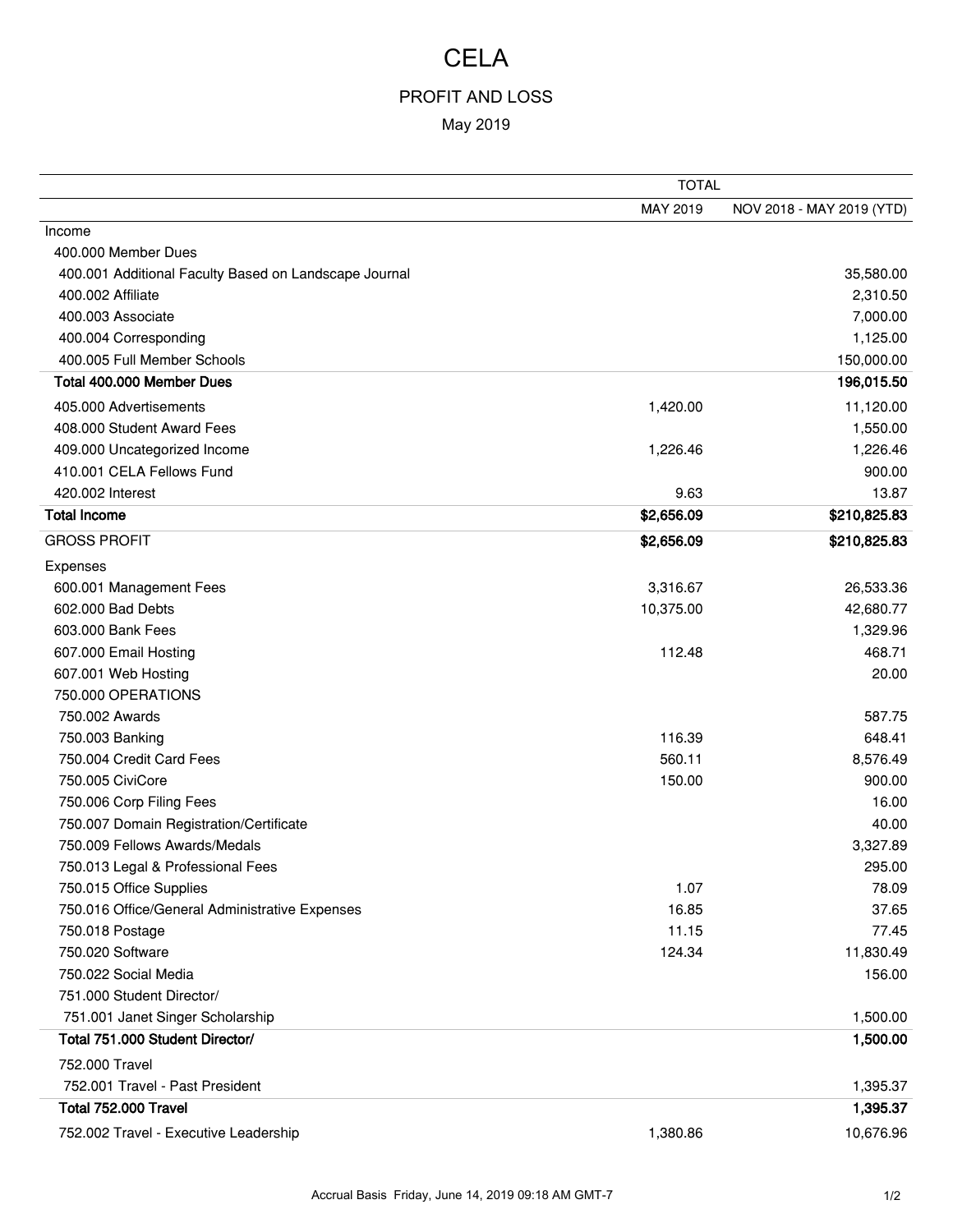# CELA

## PROFIT AND LOSS

May 2019

| | TOTAL | |
|---|---|---|
| | MAY 2019 | NOV 2018 - MAY 2019 (YTD) |
| Income | | |
| 400.000 Member Dues | | |
| 400.001 Additional Faculty Based on Landscape Journal | | 35,580.00 |
| 400.002 Affiliate | | 2,310.50 |
| 400.003 Associate | | 7,000.00 |
| 400.004 Corresponding | | 1,125.00 |
| 400.005 Full Member Schools | | 150,000.00 |
| **Total 400.000 Member Dues** | | **196,015.50** |
| 405.000 Advertisements | 1,420.00 | 11,120.00 |
| 408.000 Student Award Fees | | 1,550.00 |
| 409.000 Uncategorized Income | 1,226.46 | 1,226.46 |
| 410.001 CELA Fellows Fund | | 900.00 |
| 420.002 Interest | 9.63 | 13.87 |
| **Total Income** | **$2,656.09** | **$210,825.83** |
| GROSS PROFIT | **$2,656.09** | **$210,825.83** |
| Expenses | | |
| 600.001 Management Fees | 3,316.67 | 26,533.36 |
| 602.000 Bad Debts | 10,375.00 | 42,680.77 |
| 603.000 Bank Fees | | 1,329.96 |
| 607.000 Email Hosting | 112.48 | 468.71 |
| 607.001 Web Hosting | | 20.00 |
| 750.000 OPERATIONS | | |
| 750.002 Awards | | 587.75 |
| 750.003 Banking | 116.39 | 648.41 |
| 750.004 Credit Card Fees | 560.11 | 8,576.49 |
| 750.005 CiviCore | 150.00 | 900.00 |
| 750.006 Corp Filing Fees | | 16.00 |
| 750.007 Domain Registration/Certificate | | 40.00 |
| 750.009 Fellows Awards/Medals | | 3,327.89 |
| 750.013 Legal & Professional Fees | | 295.00 |
| 750.015 Office Supplies | 1.07 | 78.09 |
| 750.016 Office/General Administrative Expenses | 16.85 | 37.65 |
| 750.018 Postage | 11.15 | 77.45 |
| 750.020 Software | 124.34 | 11,830.49 |
| 750.022 Social Media | | 156.00 |
| 751.000 Student Director/ | | |
| 751.001 Janet Singer Scholarship | | 1,500.00 |
| **Total 751.000 Student Director/** | | **1,500.00** |
| 752.000 Travel | | |
| 752.001 Travel - Past President | | 1,395.37 |
| **Total 752.000 Travel** | | **1,395.37** |
| 752.002 Travel - Executive Leadership | 1,380.86 | 10,676.96 |

Accrual Basis Friday, June 14, 2019 09:18 AM GMT-7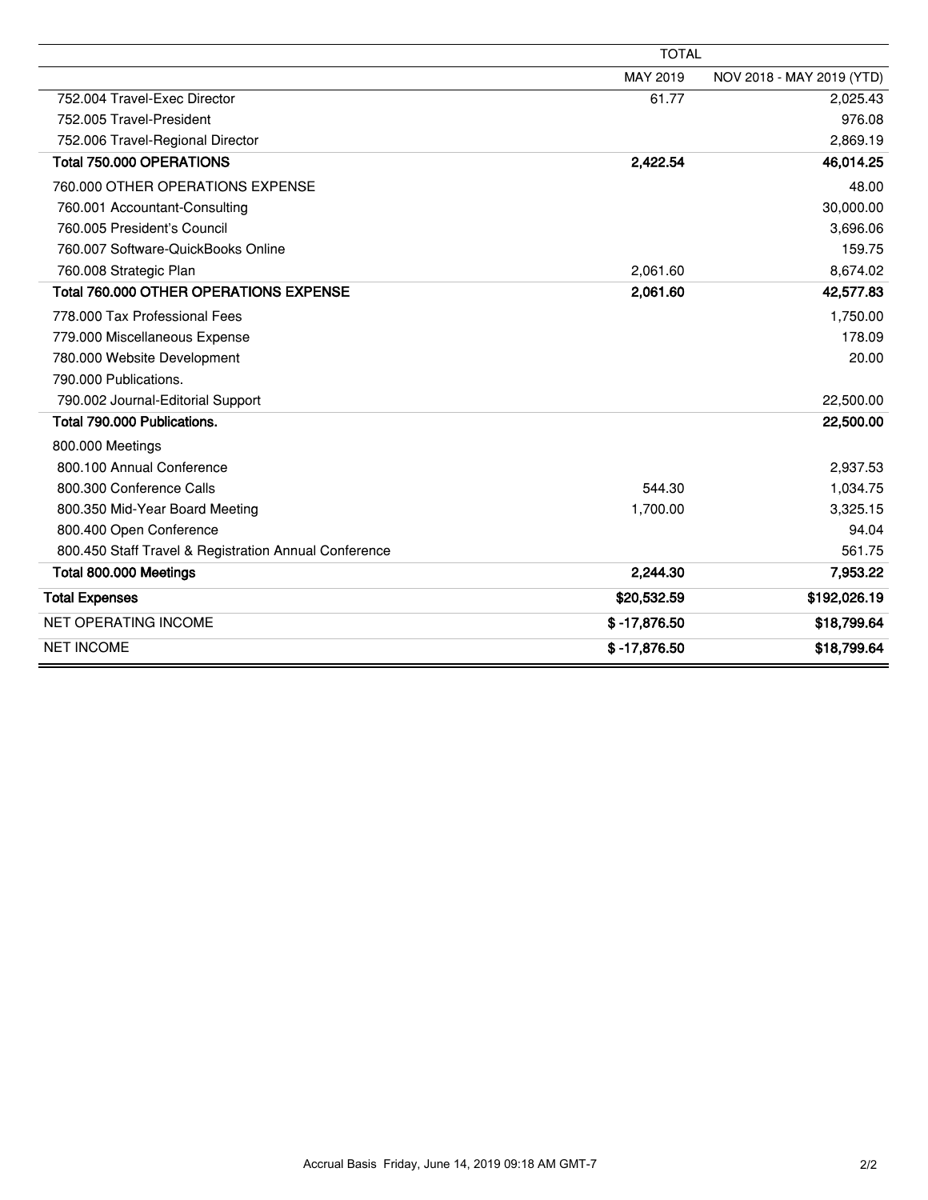| | TOTAL | |
|---|---|---|
| | MAY 2019 | NOV 2018 - MAY 2019 (YTD) |
| 752.004 Travel-Exec Director | 61.77 | 2,025.43 |
| 752.005 Travel-President | | 976.08 |
| 752.006 Travel-Regional Director | | 2,869.19 |
| **Total 750.000 OPERATIONS** | **2,422.54** | **46,014.25** |
| 760.000 OTHER OPERATIONS EXPENSE | | 48.00 |
| 760.001 Accountant-Consulting | | 30,000.00 |
| 760.005 President's Council | | 3,696.06 |
| 760.007 Software-QuickBooks Online | | 159.75 |
| 760.008 Strategic Plan | 2,061.60 | 8,674.02 |
| **Total 760.000 OTHER OPERATIONS EXPENSE** | **2,061.60** | **42,577.83** |
| 778.000 Tax Professional Fees | | 1,750.00 |
| 779.000 Miscellaneous Expense | | 178.09 |
| 780.000 Website Development | | 20.00 |
| 790.000 Publications. | | |
| 790.002 Journal-Editorial Support | | 22,500.00 |
| **Total 790.000 Publications.** | | **22,500.00** |
| 800.000 Meetings | | |
| 800.100 Annual Conference | | 2,937.53 |
| 800.300 Conference Calls | 544.30 | 1,034.75 |
| 800.350 Mid-Year Board Meeting | 1,700.00 | 3,325.15 |
| 800.400 Open Conference | | 94.04 |
| 800.450 Staff Travel & Registration Annual Conference | | 561.75 |
| **Total 800.000 Meetings** | **2,244.30** | **7,953.22** |
| **Total Expenses** | **$20,532.59** | **$192,026.19** |
| NET OPERATING INCOME | **$ -17,876.50** | **$18,799.64** |
| NET INCOME | **$ -17,876.50** | **$18,799.64** |

Accrual Basis Friday, June 14, 2019 09:18 AM GMT-7